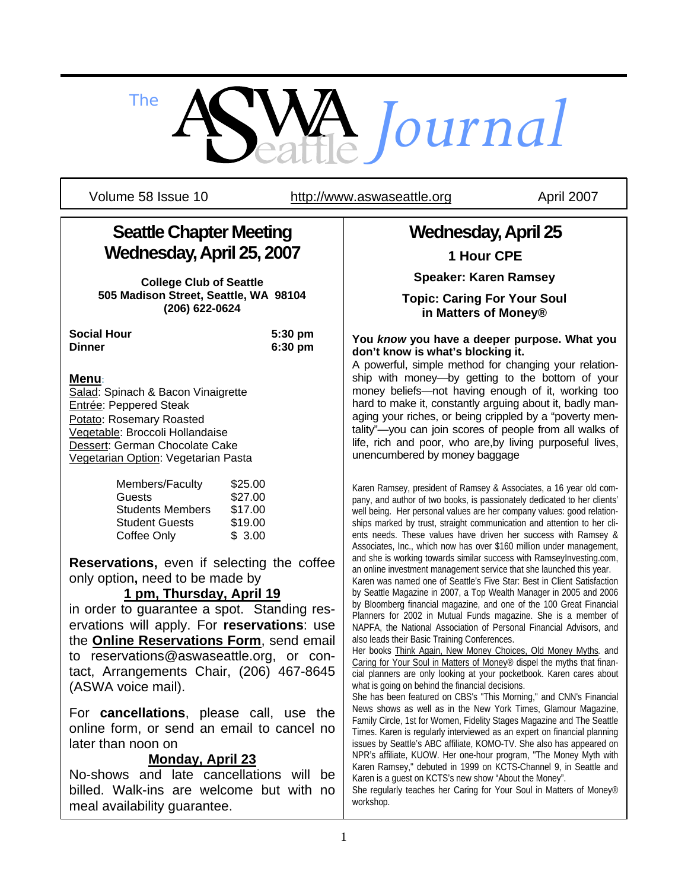# The ASWA Seattle Journal

Volume 58 Issue 10 | http://www.aswaseattle.org | April 2007

## Seattle Chapter Meeting Wednesday, April 25, 2007

**College Club of Seattle**
**505 Madison Street, Seattle, WA 98104**
**(206) 622-0624**

**Social Hour** 5:30 pm
**Dinner** 6:30 pm

**Menu**:
Salad: Spinach & Bacon Vinaigrette
Entrée: Peppered Steak
Potato: Rosemary Roasted
Vegetable: Broccoli Hollandaise
Dessert: German Chocolate Cake
Vegetarian Option: Vegetarian Pasta

| | |
|---|---|
| Members/Faculty | $25.00 |
| Guests | $27.00 |
| Students Members | $17.00 |
| Student Guests | $19.00 |
| Coffee Only | $ 3.00 |

**Reservations,** even if selecting the coffee only option**,** need to be made by **1 pm, Thursday, April 19** in order to guarantee a spot. Standing reservations will apply. For **reservations**: use the **Online Reservations Form**, send email to reservations@aswaseattle.org, or contact, Arrangements Chair, (206) 467-8645 (ASWA voice mail).

For **cancellations**, please call, use the online form, or send an email to cancel no later than noon on **Monday, April 23**
No-shows and late cancellations will be billed. Walk-ins are welcome but with no meal availability guarantee.

## Wednesday, April 25

**1 Hour CPE**

**Speaker: Karen Ramsey**

**Topic: Caring For Your Soul in Matters of Money®**

**You *know* you have a deeper purpose. What you don't know is what's blocking it.**
A powerful, simple method for changing your relationship with money—by getting to the bottom of your money beliefs—not having enough of it, working too hard to make it, constantly arguing about it, badly managing your riches, or being crippled by a "poverty mentality"—you can join scores of people from all walks of life, rich and poor, who are,by living purposeful lives, unencumbered by money baggage

Karen Ramsey, president of Ramsey & Associates, a 16 year old company, and author of two books, is passionately dedicated to her clients' well being. Her personal values are her company values: good relationships marked by trust, straight communication and attention to her clients needs. These values have driven her success with Ramsey & Associates, Inc., which now has over $160 million under management, and she is working towards similar success with RamseyInvesting.com, an online investment management service that she launched this year.
Karen was named one of Seattle's Five Star: Best in Client Satisfaction by Seattle Magazine in 2007, a Top Wealth Manager in 2005 and 2006 by Bloomberg financial magazine, and one of the 100 Great Financial Planners for 2002 in Mutual Funds magazine. She is a member of NAPFA, the National Association of Personal Financial Advisors, and also leads their Basic Training Conferences.
Her books Think Again, New Money Choices, Old Money Myths. and Caring for Your Soul in Matters of Money® dispel the myths that financial planners are only looking at your pocketbook. Karen cares about what is going on behind the financial decisions.
She has been featured on CBS's "This Morning," and CNN's Financial News shows as well as in the New York Times, Glamour Magazine, Family Circle, 1st for Women, Fidelity Stages Magazine and The Seattle Times. Karen is regularly interviewed as an expert on financial planning issues by Seattle's ABC affiliate, KOMO-TV. She also has appeared on NPR's affiliate, KUOW. Her one-hour program, "The Money Myth with Karen Ramsey," debuted in 1999 on KCTS-Channel 9, in Seattle and Karen is a guest on KCTS's new show "About the Money".
She regularly teaches her Caring for Your Soul in Matters of Money® workshop.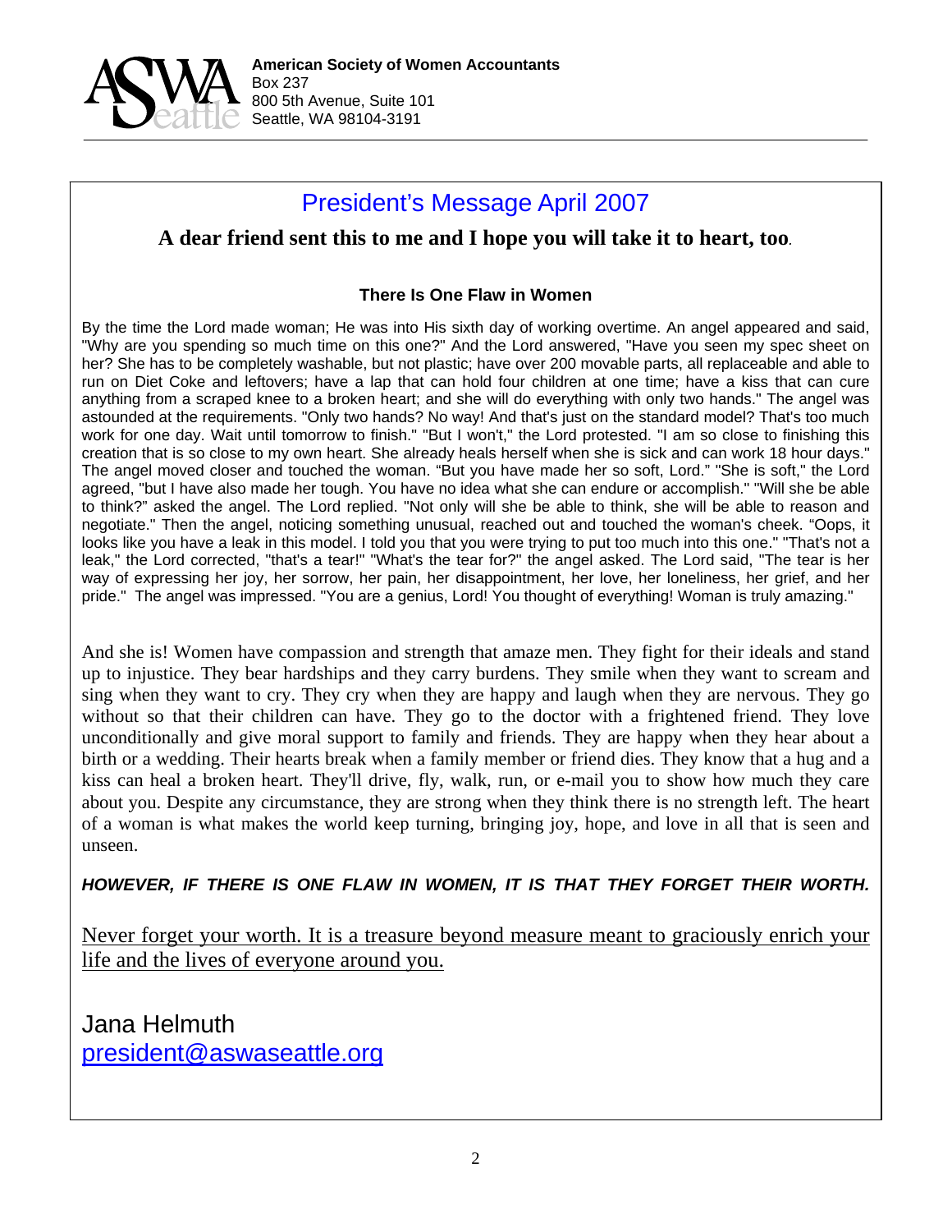**American Society of Women Accountants**
Box 237
800 5th Avenue, Suite 101
Seattle, WA 98104-3191

# President's Message April 2007

## A dear friend sent this to me and I hope you will take it to heart, too.

### There Is One Flaw in Women

By the time the Lord made woman; He was into His sixth day of working overtime. An angel appeared and said, "Why are you spending so much time on this one?" And the Lord answered, "Have you seen my spec sheet on her? She has to be completely washable, but not plastic; have over 200 movable parts, all replaceable and able to run on Diet Coke and leftovers; have a lap that can hold four children at one time; have a kiss that can cure anything from a scraped knee to a broken heart; and she will do everything with only two hands." The angel was astounded at the requirements. "Only two hands? No way! And that's just on the standard model? That's too much work for one day. Wait until tomorrow to finish." "But I won't," the Lord protested. "I am so close to finishing this creation that is so close to my own heart. She already heals herself when she is sick and can work 18 hour days." The angel moved closer and touched the woman. "But you have made her so soft, Lord." "She is soft," the Lord agreed, "but I have also made her tough. You have no idea what she can endure or accomplish." "Will she be able to think?" asked the angel. The Lord replied. "Not only will she be able to think, she will be able to reason and negotiate." Then the angel, noticing something unusual, reached out and touched the woman's cheek. "Oops, it looks like you have a leak in this model. I told you that you were trying to put too much into this one." "That's not a leak," the Lord corrected, "that's a tear!" "What's the tear for?" the angel asked. The Lord said, "The tear is her way of expressing her joy, her sorrow, her pain, her disappointment, her love, her loneliness, her grief, and her pride." The angel was impressed. "You are a genius, Lord! You thought of everything! Woman is truly amazing."

And she is! Women have compassion and strength that amaze men. They fight for their ideals and stand up to injustice. They bear hardships and they carry burdens. They smile when they want to scream and sing when they want to cry. They cry when they are happy and laugh when they are nervous. They go without so that their children can have. They go to the doctor with a frightened friend. They love unconditionally and give moral support to family and friends. They are happy when they hear about a birth or a wedding. Their hearts break when a family member or friend dies. They know that a hug and a kiss can heal a broken heart. They'll drive, fly, walk, run, or e-mail you to show how much they care about you. Despite any circumstance, they are strong when they think there is no strength left. The heart of a woman is what makes the world keep turning, bringing joy, hope, and love in all that is seen and unseen.

***HOWEVER, IF THERE IS ONE FLAW IN WOMEN, IT IS THAT THEY FORGET THEIR WORTH.***

Never forget your worth. It is a treasure beyond measure meant to graciously enrich your life and the lives of everyone around you.

Jana Helmuth
president@aswaseattle.org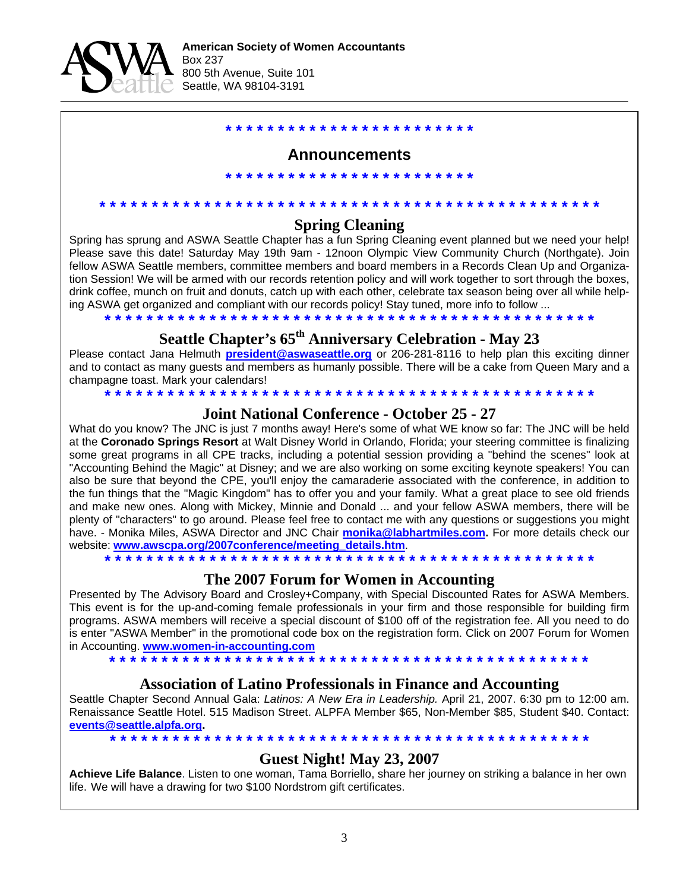**American Society of Women Accountants**
Box 237
800 5th Avenue, Suite 101
Seattle, WA 98104-3191

* * * * * * * * * * * * * * * * * * * * * * * *

## Announcements

* * * * * * * * * * * * * * * * * * * * * * * *

* * * * * * * * * * * * * * * * * * * * * * * * * * * * * * * * * * * * * * * * * * * * * * *

### Spring Cleaning

Spring has sprung and ASWA Seattle Chapter has a fun Spring Cleaning event planned but we need your help! Please save this date! Saturday May 19th 9am - 12noon Olympic View Community Church (Northgate). Join fellow ASWA Seattle members, committee members and board members in a Records Clean Up and Organization Session! We will be armed with our records retention policy and will work together to sort through the boxes, drink coffee, munch on fruit and donuts, catch up with each other, celebrate tax season being over all while helping ASWA get organized and compliant with our records policy! Stay tuned, more info to follow ...

* * * * * * * * * * * * * * * * * * * * * * * * * * * * * * * * * * * * * * * * * * * * * * *

### Seattle Chapter's 65th Anniversary Celebration - May 23

Please contact Jana Helmuth **president@aswaseattle.org** or 206-281-8116 to help plan this exciting dinner and to contact as many guests and members as humanly possible. There will be a cake from Queen Mary and a champagne toast. Mark your calendars!

* * * * * * * * * * * * * * * * * * * * * * * * * * * * * * * * * * * * * * * * * * * * * * *

### Joint National Conference - October 25 - 27

What do you know? The JNC is just 7 months away! Here's some of what WE know so far: The JNC will be held at the **Coronado Springs Resort** at Walt Disney World in Orlando, Florida; your steering committee is finalizing some great programs in all CPE tracks, including a potential session providing a "behind the scenes" look at "Accounting Behind the Magic" at Disney; and we are also working on some exciting keynote speakers! You can also be sure that beyond the CPE, you'll enjoy the camaraderie associated with the conference, in addition to the fun things that the "Magic Kingdom" has to offer you and your family. What a great place to see old friends and make new ones. Along with Mickey, Minnie and Donald ... and your fellow ASWA members, there will be plenty of "characters" to go around. Please feel free to contact me with any questions or suggestions you might have. - Monika Miles, ASWA Director and JNC Chair **monika@labhartmiles.com.** For more details check our website: **www.awscpa.org/2007conference/meeting_details.htm**.

* * * * * * * * * * * * * * * * * * * * * * * * * * * * * * * * * * * * * * * * * * * * * * *

### The 2007 Forum for Women in Accounting

Presented by The Advisory Board and Crosley+Company, with Special Discounted Rates for ASWA Members. This event is for the up-and-coming female professionals in your firm and those responsible for building firm programs. ASWA members will receive a special discount of $100 off of the registration fee. All you need to do is enter "ASWA Member" in the promotional code box on the registration form. Click on 2007 Forum for Women in Accounting. **www.women-in-accounting.com**

* * * * * * * * * * * * * * * * * * * * * * * * * * * * * * * * * * * * * * * * * * * * * * *

### Association of Latino Professionals in Finance and Accounting

Seattle Chapter Second Annual Gala: *Latinos: A New Era in Leadership.* April 21, 2007. 6:30 pm to 12:00 am. Renaissance Seattle Hotel. 515 Madison Street. ALPFA Member $65, Non-Member $85, Student $40. Contact: **events@seattle.alpfa.org.**

* * * * * * * * * * * * * * * * * * * * * * * * * * * * * * * * * * * * * * * * * * * * * * *

### Guest Night! May 23, 2007

**Achieve Life Balance**. Listen to one woman, Tama Borriello, share her journey on striking a balance in her own life. We will have a drawing for two $100 Nordstrom gift certificates.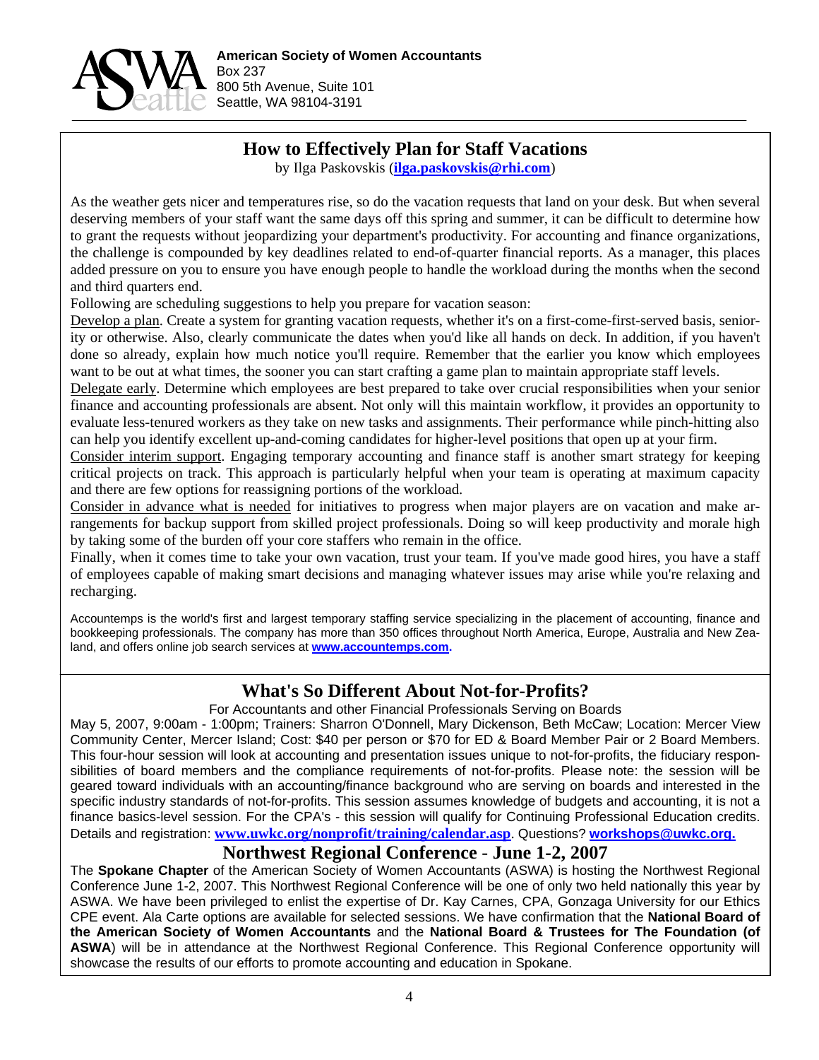**American Society of Women Accountants**
Box 237
800 5th Avenue, Suite 101
Seattle, WA 98104-3191

## How to Effectively Plan for Staff Vacations

by Ilga Paskovskis (**ilga.paskovskis@rhi.com**)

As the weather gets nicer and temperatures rise, so do the vacation requests that land on your desk. But when several deserving members of your staff want the same days off this spring and summer, it can be difficult to determine how to grant the requests without jeopardizing your department's productivity. For accounting and finance organizations, the challenge is compounded by key deadlines related to end-of-quarter financial reports. As a manager, this places added pressure on you to ensure you have enough people to handle the workload during the months when the second and third quarters end.

Following are scheduling suggestions to help you prepare for vacation season:

Develop a plan. Create a system for granting vacation requests, whether it's on a first-come-first-served basis, seniority or otherwise. Also, clearly communicate the dates when you'd like all hands on deck. In addition, if you haven't done so already, explain how much notice you'll require. Remember that the earlier you know which employees want to be out at what times, the sooner you can start crafting a game plan to maintain appropriate staff levels.

Delegate early. Determine which employees are best prepared to take over crucial responsibilities when your senior finance and accounting professionals are absent. Not only will this maintain workflow, it provides an opportunity to evaluate less-tenured workers as they take on new tasks and assignments. Their performance while pinch-hitting also can help you identify excellent up-and-coming candidates for higher-level positions that open up at your firm.

Consider interim support. Engaging temporary accounting and finance staff is another smart strategy for keeping critical projects on track. This approach is particularly helpful when your team is operating at maximum capacity and there are few options for reassigning portions of the workload.

Consider in advance what is needed for initiatives to progress when major players are on vacation and make arrangements for backup support from skilled project professionals. Doing so will keep productivity and morale high by taking some of the burden off your core staffers who remain in the office.

Finally, when it comes time to take your own vacation, trust your team. If you've made good hires, you have a staff of employees capable of making smart decisions and managing whatever issues may arise while you're relaxing and recharging.

Accountemps is the world's first and largest temporary staffing service specializing in the placement of accounting, finance and bookkeeping professionals. The company has more than 350 offices throughout North America, Europe, Australia and New Zealand, and offers online job search services at **www.accountemps.com.**

## What's So Different About Not-for-Profits?

For Accountants and other Financial Professionals Serving on Boards

May 5, 2007, 9:00am - 1:00pm; Trainers: Sharron O'Donnell, Mary Dickenson, Beth McCaw; Location: Mercer View Community Center, Mercer Island; Cost: $40 per person or $70 for ED & Board Member Pair or 2 Board Members. This four-hour session will look at accounting and presentation issues unique to not-for-profits, the fiduciary responsibilities of board members and the compliance requirements of not-for-profits. Please note: the session will be geared toward individuals with an accounting/finance background who are serving on boards and interested in the specific industry standards of not-for-profits. This session assumes knowledge of budgets and accounting, it is not a finance basics-level session. For the CPA's - this session will qualify for Continuing Professional Education credits. Details and registration: **www.uwkc.org/nonprofit/training/calendar.asp**. Questions? **workshops@uwkc.org.**

## Northwest Regional Conference - June 1-2, 2007

The **Spokane Chapter** of the American Society of Women Accountants (ASWA) is hosting the Northwest Regional Conference June 1-2, 2007. This Northwest Regional Conference will be one of only two held nationally this year by ASWA. We have been privileged to enlist the expertise of Dr. Kay Carnes, CPA, Gonzaga University for our Ethics CPE event. Ala Carte options are available for selected sessions. We have confirmation that the **National Board of the American Society of Women Accountants** and the **National Board & Trustees for The Foundation (of ASWA**) will be in attendance at the Northwest Regional Conference. This Regional Conference opportunity will showcase the results of our efforts to promote accounting and education in Spokane.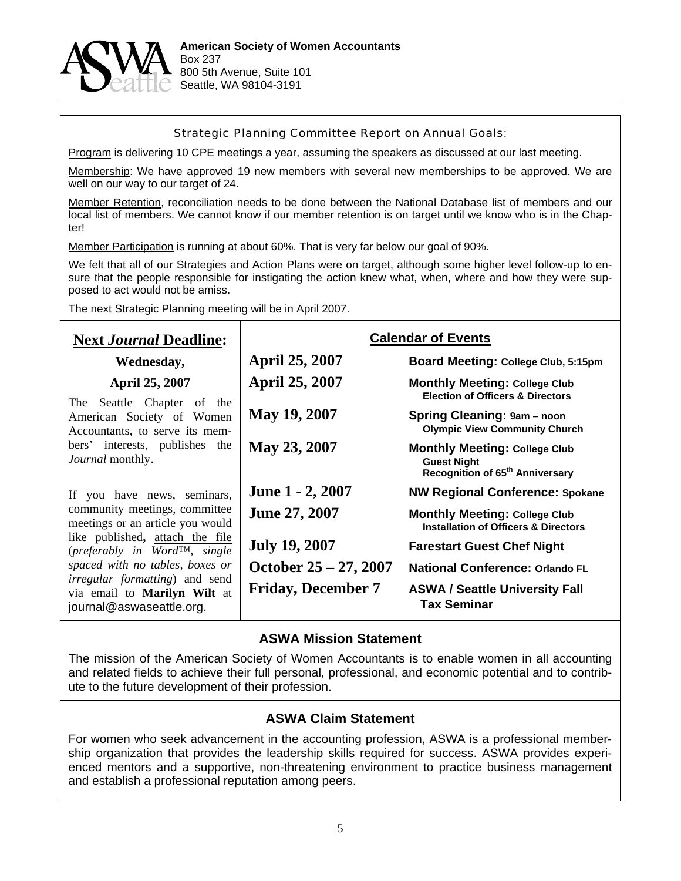**American Society of Women Accountants**
Box 237
800 5th Avenue, Suite 101
Seattle, WA 98104-3191

## Strategic Planning Committee Report on Annual Goals:

Program is delivering 10 CPE meetings a year, assuming the speakers as discussed at our last meeting.

Membership: We have approved 19 new members with several new memberships to be approved. We are well on our way to our target of 24.

Member Retention, reconciliation needs to be done between the National Database list of members and our local list of members. We cannot know if our member retention is on target until we know who is in the Chapter!

Member Participation is running at about 60%. That is very far below our goal of 90%.

We felt that all of our Strategies and Action Plans were on target, although some higher level follow-up to ensure that the people responsible for instigating the action knew what, when, where and how they were supposed to act would not be amiss.

The next Strategic Planning meeting will be in April 2007.

## Next *Journal* Deadline:

**Wednesday,**

**April 25, 2007**

The Seattle Chapter of the American Society of Women Accountants, to serve its members' interests, publishes the *Journal* monthly.

If you have news, seminars, community meetings, committee meetings or an article you would like published**,** attach the file (*preferably in Word™, single spaced with no tables, boxes or irregular formatting*) and send via email to **Marilyn Wilt** at journal@aswaseattle.org.

## Calendar of Events

| | |
|---|---|
| **April 25, 2007** | **Board Meeting: College Club, 5:15pm** |
| **April 25, 2007** | **Monthly Meeting: College Club** Election of Officers & Directors |
| **May 19, 2007** | **Spring Cleaning: 9am – noon** Olympic View Community Church |
| **May 23, 2007** | **Monthly Meeting: College Club** Guest Night, Recognition of 65th Anniversary |
| **June 1 - 2, 2007** | **NW Regional Conference: Spokane** |
| **June 27, 2007** | **Monthly Meeting: College Club** Installation of Officers & Directors |
| **July 19, 2007** | **Farestart Guest Chef Night** |
| **October 25 – 27, 2007** | **National Conference: Orlando FL** |
| **Friday, December 7** | **ASWA / Seattle University Fall Tax Seminar** |

## ASWA Mission Statement

The mission of the American Society of Women Accountants is to enable women in all accounting and related fields to achieve their full personal, professional, and economic potential and to contribute to the future development of their profession.

## ASWA Claim Statement

For women who seek advancement in the accounting profession, ASWA is a professional membership organization that provides the leadership skills required for success. ASWA provides experienced mentors and a supportive, non-threatening environment to practice business management and establish a professional reputation among peers.